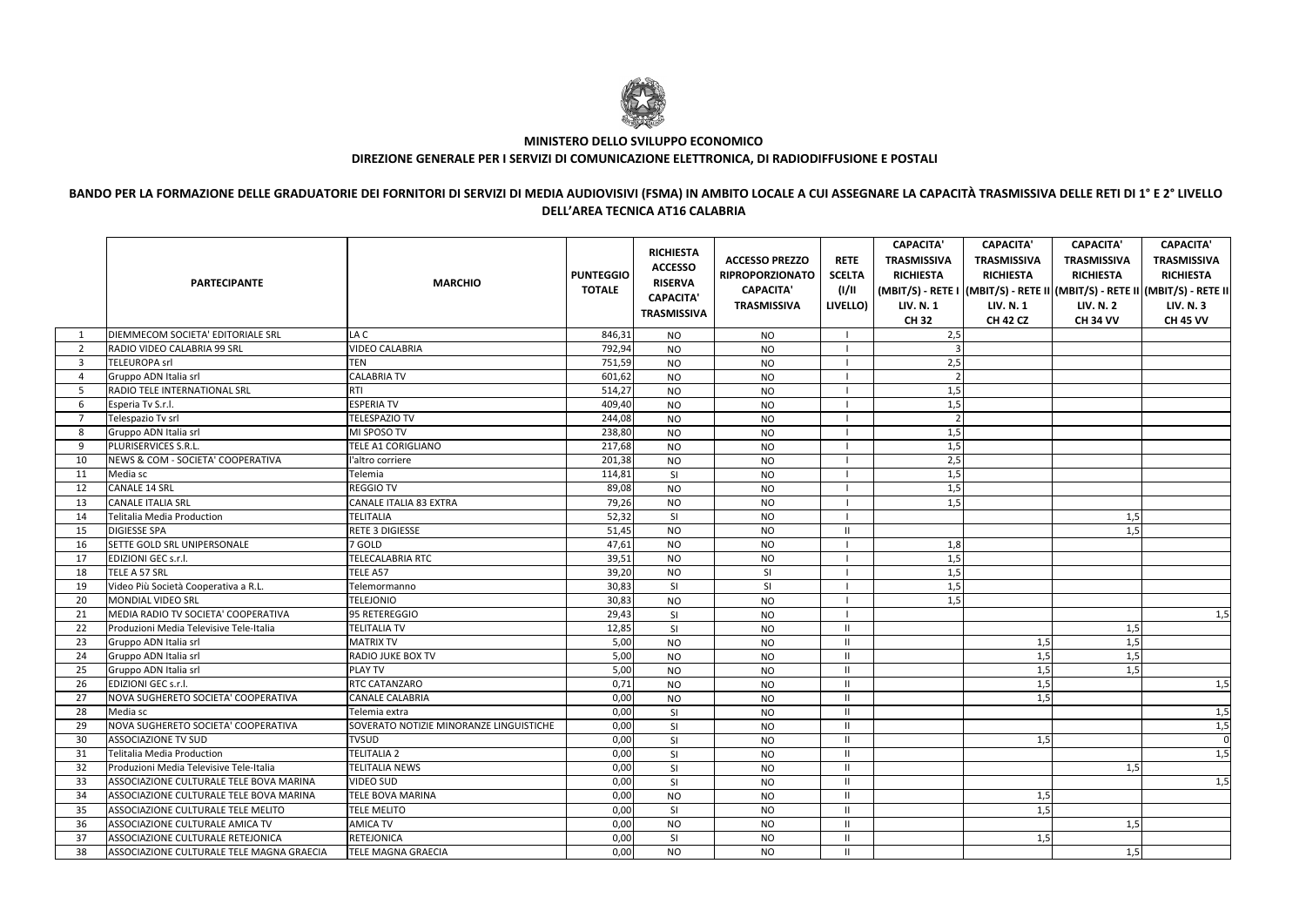**MINISTERO DELLO SVILUPPO ECONOMICO**

**DIREZIONE GENERALE PER I SERVIZI DI COMUNICAZIONE ELETTRONICA, DI RADIODIFFUSIONE E POSTALI**

**BANDO PER LA FORMAZIONE DELLE GRADUATORIE DEI FORNITORI DI SERVIZI DI MEDIA AUDIOVISIVI (FSMA) IN AMBITO LOCALE A CUI ASSEGNARE LA CAPACITÀ TRASMISSIVA DELLE RETI DI 1° E 2° LIVELLO DELL'AREA TECNICA AT16 CALABRIA**

| | PARTECIPANTE | MARCHIO | PUNTEGGIO TOTALE | RICHIESTA ACCESSO RISERVA CAPACITA' TRASMISSIVA | ACCESSO PREZZO RIPROPORZIONATO CAPACITA' TRASMISSIVA | RETE SCELTA (I/II LIVELLO) | CAPACITA' TRASMISSIVA RICHIESTA (MBIT/S) - RETE I LIV. N. 1 CH 32 | CAPACITA' TRASMISSIVA RICHIESTA (MBIT/S) - RETE II LIV. N. 1 CH 42 CZ | CAPACITA' TRASMISSIVA RICHIESTA (MBIT/S) - RETE II LIV. N. 2 CH 34 VV | CAPACITA' TRASMISSIVA RICHIESTA (MBIT/S) - RETE II LIV. N. 3 CH 45 VV |
|---|---|---|---|---|---|---|---|---|---|---|
| 1 | DIEMMECOM SOCIETA' EDITORIALE SRL | LA C | 846,31 | NO | NO | I | 2,5 | | | |
| 2 | RADIO VIDEO CALABRIA 99 SRL | VIDEO CALABRIA | 792,94 | NO | NO | I | 3 | | | |
| 3 | TELEUROPA srl | TEN | 751,59 | NO | NO | I | 2,5 | | | |
| 4 | Gruppo ADN Italia srl | CALABRIA TV | 601,62 | NO | NO | I | 2 | | | |
| 5 | RADIO TELE INTERNATIONAL SRL | RTI | 514,27 | NO | NO | I | 1,5 | | | |
| 6 | Esperia Tv S.r.l. | ESPERIA TV | 409,40 | NO | NO | I | 1,5 | | | |
| 7 | Telespazio Tv srl | TELESPAZIO TV | 244,08 | NO | NO | I | 2 | | | |
| 8 | Gruppo ADN Italia srl | MI SPOSO TV | 238,80 | NO | NO | I | 1,5 | | | |
| 9 | PLURISERVICES S.R.L. | TELE A1 CORIGLIANO | 217,68 | NO | NO | I | 1,5 | | | |
| 10 | NEWS & COM - SOCIETA' COOPERATIVA | l'altro corriere | 201,38 | NO | NO | I | 2,5 | | | |
| 11 | Media sc | Telemia | 114,81 | SI | NO | I | 1,5 | | | |
| 12 | CANALE 14 SRL | REGGIO TV | 89,08 | NO | NO | I | 1,5 | | | |
| 13 | CANALE ITALIA SRL | CANALE ITALIA 83 EXTRA | 79,26 | NO | NO | I | 1,5 | | | |
| 14 | Telitalia Media Production | TELITALIA | 52,32 | SI | NO | I | | | 1,5 | |
| 15 | DIGIESSE SPA | RETE 3 DIGIESSE | 51,45 | NO | NO | II | | | 1,5 | |
| 16 | SETTE GOLD SRL UNIPERSONALE | 7 GOLD | 47,61 | NO | NO | I | 1,8 | | | |
| 17 | EDIZIONI GEC s.r.l. | TELECALABRIA RTC | 39,51 | NO | NO | I | 1,5 | | | |
| 18 | TELE A 57 SRL | TELE A57 | 39,20 | NO | SI | I | 1,5 | | | |
| 19 | Video Più Società Cooperativa a R.L. | Telemormanno | 30,83 | SI | SI | I | 1,5 | | | |
| 20 | MONDIAL VIDEO SRL | TELEJONIO | 30,83 | NO | NO | I | 1,5 | | | |
| 21 | MEDIA RADIO TV SOCIETA' COOPERATIVA | 95 RETEREGGIO | 29,43 | SI | NO | I | | | | 1,5 |
| 22 | Produzioni Media Televisive Tele-Italia | TELITALIA TV | 12,85 | SI | NO | II | | | 1,5 | |
| 23 | Gruppo ADN Italia srl | MATRIX TV | 5,00 | NO | NO | II | | 1,5 | 1,5 | |
| 24 | Gruppo ADN Italia srl | RADIO JUKE BOX TV | 5,00 | NO | NO | II | | 1,5 | 1,5 | |
| 25 | Gruppo ADN Italia srl | PLAY TV | 5,00 | NO | NO | II | | 1,5 | 1,5 | |
| 26 | EDIZIONI GEC s.r.l. | RTC CATANZARO | 0,71 | NO | NO | II | | 1,5 | | 1,5 |
| 27 | NOVA SUGHERETO SOCIETA' COOPERATIVA | CANALE CALABRIA | 0,00 | NO | NO | II | | 1,5 | | |
| 28 | Media sc | Telemia extra | 0,00 | SI | NO | II | | | | 1,5 |
| 29 | NOVA SUGHERETO SOCIETA' COOPERATIVA | SOVERATO NOTIZIE MINORANZE LINGUISTICHE | 0,00 | SI | NO | II | | | | 1,5 |
| 30 | ASSOCIAZIONE TV SUD | TVSUD | 0,00 | SI | NO | II | | 1,5 | | 0 |
| 31 | Telitalia Media Production | TELITALIA 2 | 0,00 | SI | NO | II | | | | 1,5 |
| 32 | Produzioni Media Televisive Tele-Italia | TELITALIA NEWS | 0,00 | SI | NO | II | | | 1,5 | |
| 33 | ASSOCIAZIONE CULTURALE TELE BOVA MARINA | VIDEO SUD | 0,00 | SI | NO | II | | | | 1,5 |
| 34 | ASSOCIAZIONE CULTURALE TELE BOVA MARINA | TELE BOVA MARINA | 0,00 | NO | NO | II | | 1,5 | | |
| 35 | ASSOCIAZIONE CULTURALE TELE MELITO | TELE MELITO | 0,00 | SI | NO | II | | 1,5 | | |
| 36 | ASSOCIAZIONE CULTURALE AMICA TV | AMICA TV | 0,00 | NO | NO | II | | | 1,5 | |
| 37 | ASSOCIAZIONE CULTURALE RETEJONICA | RETEJONICA | 0,00 | SI | NO | II | | 1,5 | | |
| 38 | ASSOCIAZIONE CULTURALE TELE MAGNA GRAECIA | TELE MAGNA GRAECIA | 0,00 | NO | NO | II | | | 1,5 | |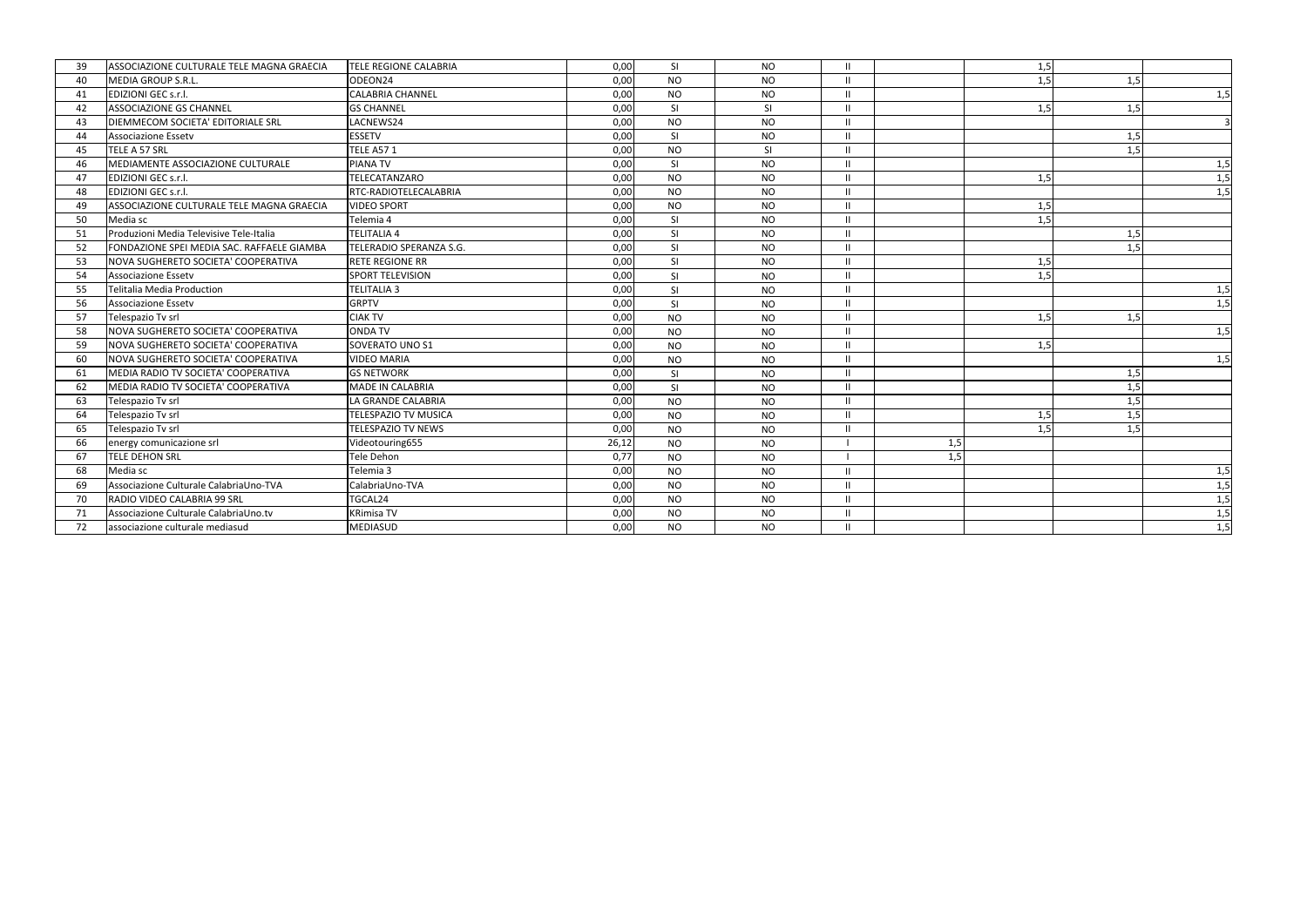| | | | | | | | | | | |
|---|---|---|---|---|---|---|---|---|---|---|
| 39 | ASSOCIAZIONE CULTURALE TELE MAGNA GRAECIA | TELE REGIONE CALABRIA | 0,00 | SI | NO | II | | 1,5 | | |
| 40 | MEDIA GROUP S.R.L. | ODEON24 | 0,00 | NO | NO | II | | 1,5 | 1,5 | |
| 41 | EDIZIONI GEC s.r.l. | CALABRIA CHANNEL | 0,00 | NO | NO | II | | | | 1,5 |
| 42 | ASSOCIAZIONE GS CHANNEL | GS CHANNEL | 0,00 | SI | SI | II | | 1,5 | 1,5 | |
| 43 | DIEMMECOM SOCIETA' EDITORIALE SRL | LACNEWS24 | 0,00 | NO | NO | II | | | | 3 |
| 44 | Associazione Essetv | ESSETV | 0,00 | SI | NO | II | | | 1,5 | |
| 45 | TELE A 57 SRL | TELE A57 1 | 0,00 | NO | SI | II | | | 1,5 | |
| 46 | MEDIAMENTE ASSOCIAZIONE CULTURALE | PIANA TV | 0,00 | SI | NO | II | | | | 1,5 |
| 47 | EDIZIONI GEC s.r.l. | TELECATANZARO | 0,00 | NO | NO | II | | 1,5 | | 1,5 |
| 48 | EDIZIONI GEC s.r.l. | RTC-RADIOTELECALABRIA | 0,00 | NO | NO | II | | | | 1,5 |
| 49 | ASSOCIAZIONE CULTURALE TELE MAGNA GRAECIA | VIDEO SPORT | 0,00 | NO | NO | II | | 1,5 | | |
| 50 | Media sc | Telemia 4 | 0,00 | SI | NO | II | | 1,5 | | |
| 51 | Produzioni Media Televisive Tele-Italia | TELITALIA 4 | 0,00 | SI | NO | II | | | 1,5 | |
| 52 | FONDAZIONE SPEI MEDIA SAC. RAFFAELE GIAMBA | TELERADIO SPERANZA S.G. | 0,00 | SI | NO | II | | | 1,5 | |
| 53 | NOVA SUGHERETO SOCIETA' COOPERATIVA | RETE REGIONE RR | 0,00 | SI | NO | II | | 1,5 | | |
| 54 | Associazione Essetv | SPORT TELEVISION | 0,00 | SI | NO | II | | 1,5 | | |
| 55 | Telitalia Media Production | TELITALIA 3 | 0,00 | SI | NO | II | | | | 1,5 |
| 56 | Associazione Essetv | GRPTV | 0,00 | SI | NO | II | | | | 1,5 |
| 57 | Telespazio Tv srl | CIAK TV | 0,00 | NO | NO | II | | 1,5 | 1,5 | |
| 58 | NOVA SUGHERETO SOCIETA' COOPERATIVA | ONDA TV | 0,00 | NO | NO | II | | | | 1,5 |
| 59 | NOVA SUGHERETO SOCIETA' COOPERATIVA | SOVERATO UNO S1 | 0,00 | NO | NO | II | | 1,5 | | |
| 60 | NOVA SUGHERETO SOCIETA' COOPERATIVA | VIDEO MARIA | 0,00 | NO | NO | II | | | | 1,5 |
| 61 | MEDIA RADIO TV SOCIETA' COOPERATIVA | GS NETWORK | 0,00 | SI | NO | II | | | 1,5 | |
| 62 | MEDIA RADIO TV SOCIETA' COOPERATIVA | MADE IN CALABRIA | 0,00 | SI | NO | II | | | 1,5 | |
| 63 | Telespazio Tv srl | LA GRANDE CALABRIA | 0,00 | NO | NO | II | | | 1,5 | |
| 64 | Telespazio Tv srl | TELESPAZIO TV MUSICA | 0,00 | NO | NO | II | | 1,5 | 1,5 | |
| 65 | Telespazio Tv srl | TELESPAZIO TV NEWS | 0,00 | NO | NO | II | | 1,5 | 1,5 | |
| 66 | energy comunicazione srl | Videotouring655 | 26,12 | NO | NO | I | 1,5 | | | |
| 67 | TELE DEHON SRL | Tele Dehon | 0,77 | NO | NO | I | 1,5 | | | |
| 68 | Media sc | Telemia 3 | 0,00 | NO | NO | II | | | | 1,5 |
| 69 | Associazione Culturale CalabriaUno-TVA | CalabriaUno-TVA | 0,00 | NO | NO | II | | | | 1,5 |
| 70 | RADIO VIDEO CALABRIA 99 SRL | TGCAL24 | 0,00 | NO | NO | II | | | | 1,5 |
| 71 | Associazione Culturale CalabriaUno.tv | KRimisa TV | 0,00 | NO | NO | II | | | | 1,5 |
| 72 | associazione culturale mediasud | MEDIASUD | 0,00 | NO | NO | II | | | | 1,5 |